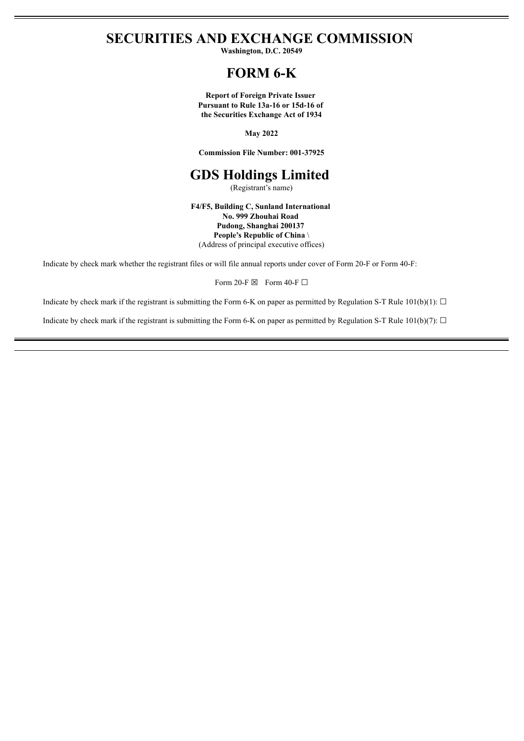# SECURITIES AND EXCHANGE COMMISSION

**Washington, D.C. 20549**

# FORM 6-K

**Report of Foreign Private Issuer**
**Pursuant to Rule 13a-16 or 15d-16 of**
**the Securities Exchange Act of 1934**

**May 2022**

**Commission File Number: 001-37925**

# GDS Holdings Limited

(Registrant's name)

**F4/F5, Building C, Sunland International**
**No. 999 Zhouhai Road**
**Pudong, Shanghai 200137**
**People's Republic of China** \
(Address of principal executive offices)

Indicate by check mark whether the registrant files or will file annual reports under cover of Form 20-F or Form 40-F:

Form 20-F ☒ Form 40-F ☐

Indicate by check mark if the registrant is submitting the Form 6-K on paper as permitted by Regulation S-T Rule 101(b)(1): ☐

Indicate by check mark if the registrant is submitting the Form 6-K on paper as permitted by Regulation S-T Rule 101(b)(7): ☐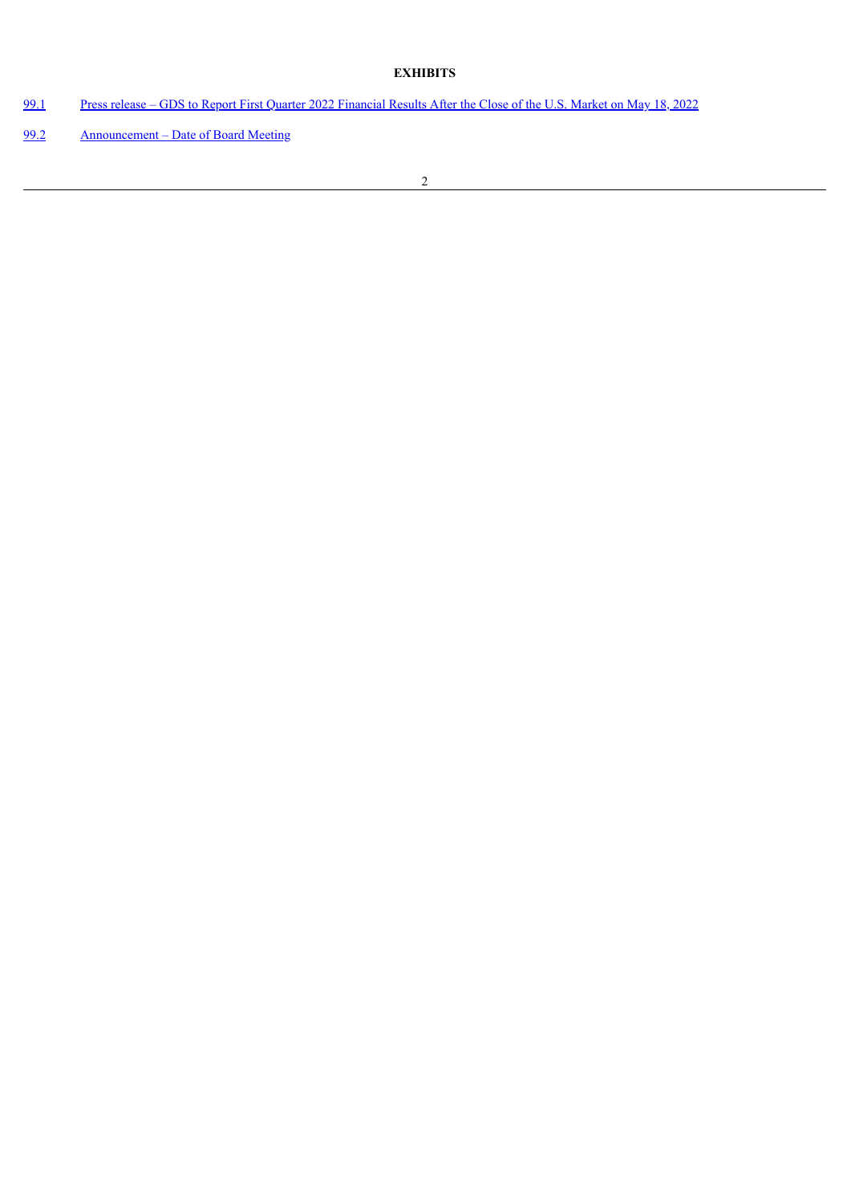**EXHIBITS**

| | |
|---|---|
| 99.1 | Press release – GDS to Report First Quarter 2022 Financial Results After the Close of the U.S. Market on May 18, 2022 |
| 99.2 | Announcement – Date of Board Meeting |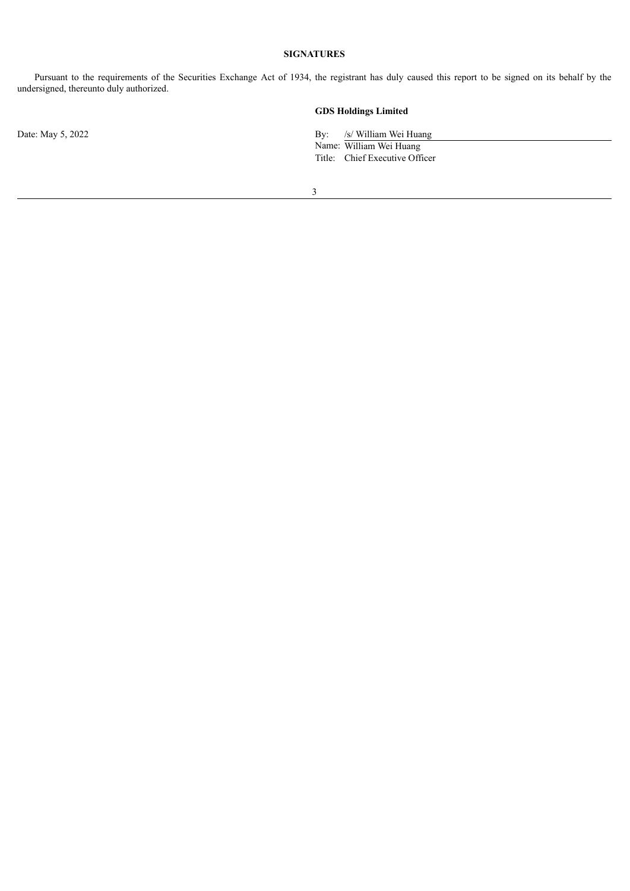## SIGNATURES

Pursuant to the requirements of the Securities Exchange Act of 1934, the registrant has duly caused this report to be signed on its behalf by the undersigned, thereunto duly authorized.

**GDS Holdings Limited**

Date: May 5, 2022

By: /s/ William Wei Huang

Name: William Wei Huang

Title: Chief Executive Officer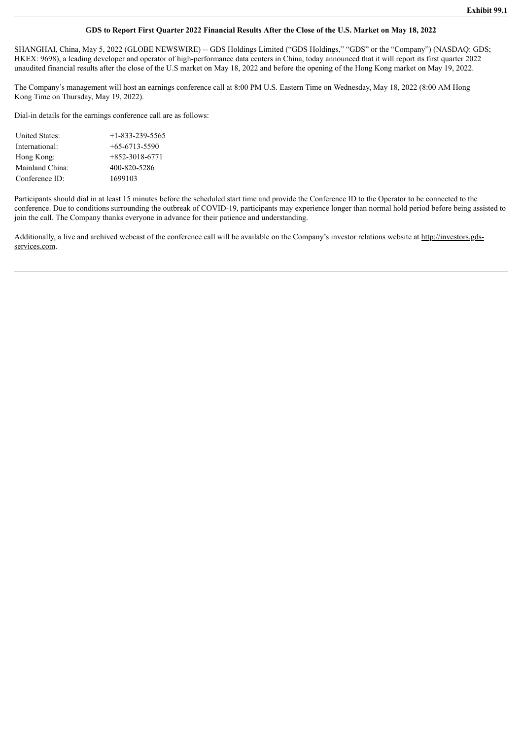Exhibit 99.1

**GDS to Report First Quarter 2022 Financial Results After the Close of the U.S. Market on May 18, 2022**

SHANGHAI, China, May 5, 2022 (GLOBE NEWSWIRE) -- GDS Holdings Limited ("GDS Holdings," "GDS" or the "Company") (NASDAQ: GDS; HKEX: 9698), a leading developer and operator of high-performance data centers in China, today announced that it will report its first quarter 2022 unaudited financial results after the close of the U.S market on May 18, 2022 and before the opening of the Hong Kong market on May 19, 2022.

The Company's management will host an earnings conference call at 8:00 PM U.S. Eastern Time on Wednesday, May 18, 2022 (8:00 AM Hong Kong Time on Thursday, May 19, 2022).

Dial-in details for the earnings conference call are as follows:

| | |
|---|---|
| United States: | +1-833-239-5565 |
| International: | +65-6713-5590 |
| Hong Kong: | +852-3018-6771 |
| Mainland China: | 400-820-5286 |
| Conference ID: | 1699103 |

Participants should dial in at least 15 minutes before the scheduled start time and provide the Conference ID to the Operator to be connected to the conference. Due to conditions surrounding the outbreak of COVID-19, participants may experience longer than normal hold period before being assisted to join the call. The Company thanks everyone in advance for their patience and understanding.

Additionally, a live and archived webcast of the conference call will be available on the Company's investor relations website at http://investors.gds-services.com.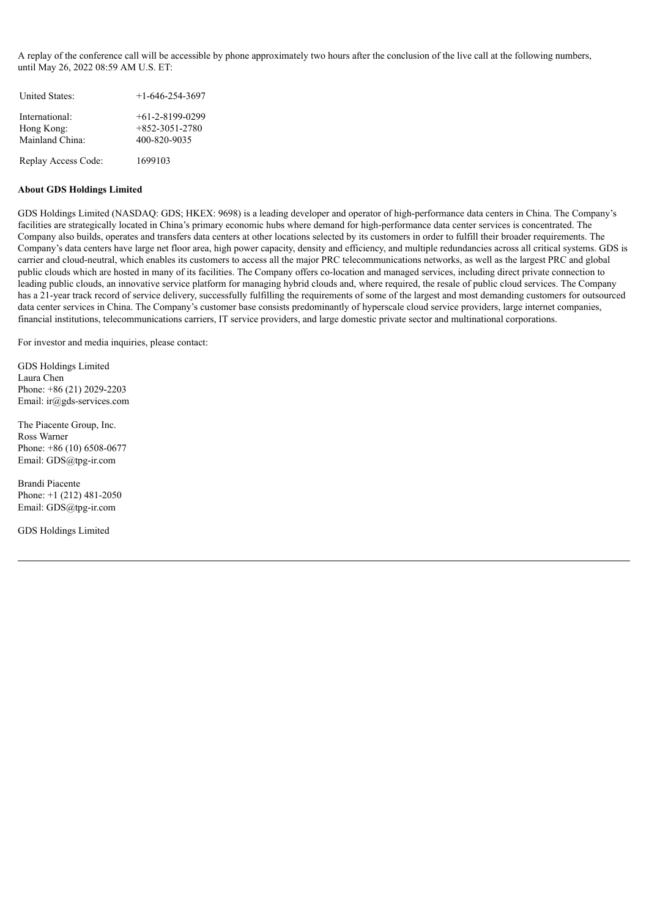A replay of the conference call will be accessible by phone approximately two hours after the conclusion of the live call at the following numbers, until May 26, 2022 08:59 AM U.S. ET:

| | |
|---|---|
| United States: | +1-646-254-3697 |
| International: | +61-2-8199-0299 |
| Hong Kong: | +852-3051-2780 |
| Mainland China: | 400-820-9035 |
| Replay Access Code: | 1699103 |

**About GDS Holdings Limited**

GDS Holdings Limited (NASDAQ: GDS; HKEX: 9698) is a leading developer and operator of high-performance data centers in China. The Company's facilities are strategically located in China's primary economic hubs where demand for high-performance data center services is concentrated. The Company also builds, operates and transfers data centers at other locations selected by its customers in order to fulfill their broader requirements. The Company's data centers have large net floor area, high power capacity, density and efficiency, and multiple redundancies across all critical systems. GDS is carrier and cloud-neutral, which enables its customers to access all the major PRC telecommunications networks, as well as the largest PRC and global public clouds which are hosted in many of its facilities. The Company offers co-location and managed services, including direct private connection to leading public clouds, an innovative service platform for managing hybrid clouds and, where required, the resale of public cloud services. The Company has a 21-year track record of service delivery, successfully fulfilling the requirements of some of the largest and most demanding customers for outsourced data center services in China. The Company's customer base consists predominantly of hyperscale cloud service providers, large internet companies, financial institutions, telecommunications carriers, IT service providers, and large domestic private sector and multinational corporations.

For investor and media inquiries, please contact:

GDS Holdings Limited
Laura Chen
Phone: +86 (21) 2029-2203
Email: ir@gds-services.com

The Piacente Group, Inc.
Ross Warner
Phone: +86 (10) 6508-0677
Email: GDS@tpg-ir.com

Brandi Piacente
Phone: +1 (212) 481-2050
Email: GDS@tpg-ir.com

GDS Holdings Limited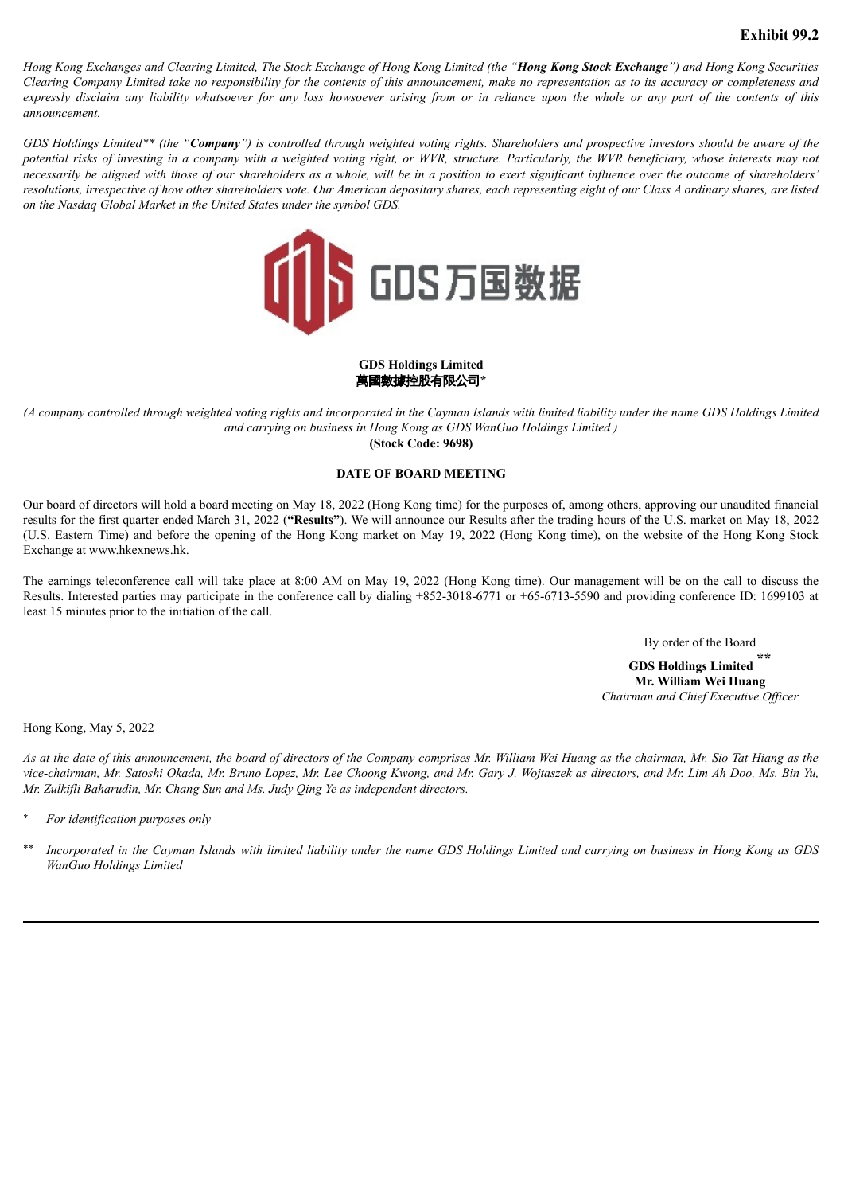**Exhibit 99.2**

*Hong Kong Exchanges and Clearing Limited, The Stock Exchange of Hong Kong Limited (the "**Hong Kong Stock Exchange**") and Hong Kong Securities Clearing Company Limited take no responsibility for the contents of this announcement, make no representation as to its accuracy or completeness and expressly disclaim any liability whatsoever for any loss howsoever arising from or in reliance upon the whole or any part of the contents of this announcement.*

*GDS Holdings Limited** (the "**Company**") is controlled through weighted voting rights. Shareholders and prospective investors should be aware of the potential risks of investing in a company with a weighted voting right, or WVR, structure. Particularly, the WVR beneficiary, whose interests may not necessarily be aligned with those of our shareholders as a whole, will be in a position to exert significant influence over the outcome of shareholders' resolutions, irrespective of how other shareholders vote. Our American depositary shares, each representing eight of our Class A ordinary shares, are listed on the Nasdaq Global Market in the United States under the symbol GDS.*

GDS 万国数据

**GDS Holdings Limited**
**萬國數據控股有限公司***

*(A company controlled through weighted voting rights and incorporated in the Cayman Islands with limited liability under the name GDS Holdings Limited and carrying on business in Hong Kong as GDS WanGuo Holdings Limited )*
**(Stock Code: 9698)**

## DATE OF BOARD MEETING

Our board of directors will hold a board meeting on May 18, 2022 (Hong Kong time) for the purposes of, among others, approving our unaudited financial results for the first quarter ended March 31, 2022 (**"Results"**). We will announce our Results after the trading hours of the U.S. market on May 18, 2022 (U.S. Eastern Time) and before the opening of the Hong Kong market on May 19, 2022 (Hong Kong time), on the website of the Hong Kong Stock Exchange at www.hkexnews.hk.

The earnings teleconference call will take place at 8:00 AM on May 19, 2022 (Hong Kong time). Our management will be on the call to discuss the Results. Interested parties may participate in the conference call by dialing +852-3018-6771 or +65-6713-5590 and providing conference ID: 1699103 at least 15 minutes prior to the initiation of the call.

By order of the Board
**GDS Holdings Limited****
**Mr. William Wei Huang**
*Chairman and Chief Executive Officer*

Hong Kong, May 5, 2022

*As at the date of this announcement, the board of directors of the Company comprises Mr. William Wei Huang as the chairman, Mr. Sio Tat Hiang as the vice-chairman, Mr. Satoshi Okada, Mr. Bruno Lopez, Mr. Lee Choong Kwong, and Mr. Gary J. Wojtaszek as directors, and Mr. Lim Ah Doo, Ms. Bin Yu, Mr. Zulkifli Baharudin, Mr. Chang Sun and Ms. Judy Qing Ye as independent directors.*

\* *For identification purposes only*

\** *Incorporated in the Cayman Islands with limited liability under the name GDS Holdings Limited and carrying on business in Hong Kong as GDS WanGuo Holdings Limited*